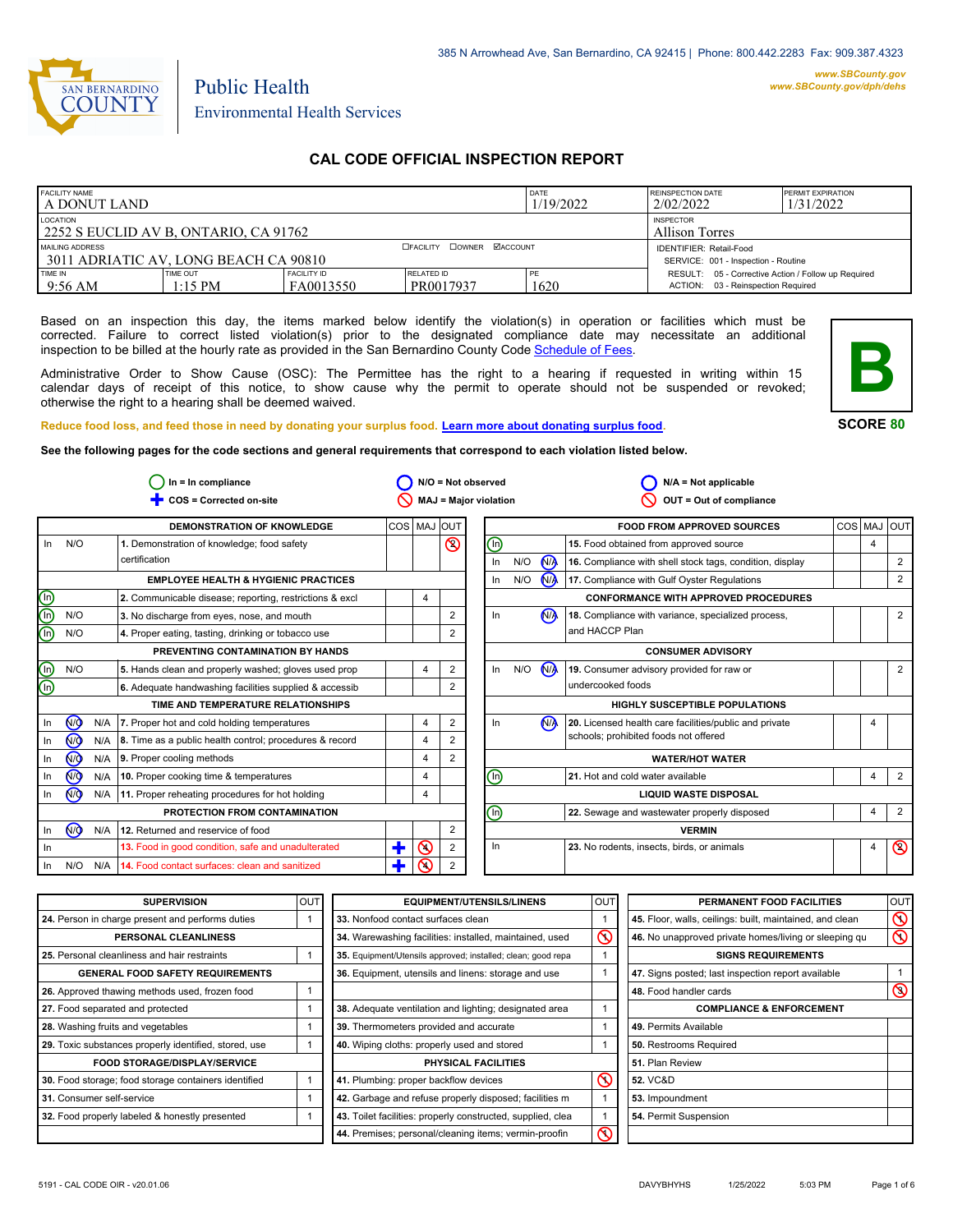385 N Arrowhead Ave, San Bernardino, CA 92415 | Phone: 800.442.2283 Fax: 909.387.4323

SAN BERNARDINO COUNTY

Public Health
Environmental Health Services

www.SBCounty.gov
www.SBCounty.gov/dph/dehs

# CAL CODE OFFICIAL INSPECTION REPORT

| FACILITY NAME | | | | DATE | REINSPECTION DATE | PERMIT EXPIRATION |
|---|---|---|---|---|---|---|
| A DONUT LAND | | | | 1/19/2022 | 2/02/2022 | 1/31/2022 |
| LOCATION | | | | | INSPECTOR | |
| 2252 S EUCLID AV B, ONTARIO, CA 91762 | | | | | Allison Torres | |
| MAILING ADDRESS | | | ☐FACILITY ☐OWNER ☑ACCOUNT | | IDENTIFIER: Retail-Food | |
| 3011 ADRIATIC AV, LONG BEACH CA 90810 | | | | | SERVICE: 001 - Inspection - Routine | |
| TIME IN | TIME OUT | FACILITY ID | RELATED ID | PE | RESULT: 05 - Corrective Action / Follow up Required | |
| 9:56 AM | 1:15 PM | FA0013550 | PR0017937 | 1620 | ACTION: 03 - Reinspection Required | |

Based on an inspection this day, the items marked below identify the violation(s) in operation or facilities which must be corrected. Failure to correct listed violation(s) prior to the designated compliance date may necessitate an additional inspection to be billed at the hourly rate as provided in the San Bernardino County Code Schedule of Fees.

Administrative Order to Show Cause (OSC): The Permittee has the right to a hearing if requested in writing within 15 calendar days of receipt of this notice, to show cause why the permit to operate should not be suspended or revoked; otherwise the right to a hearing shall be deemed waived.

**B**

**SCORE 80**

Reduce food loss, and feed those in need by donating your surplus food. Learn more about donating surplus food.

**See the following pages for the code sections and general requirements that correspond to each violation listed below.**

In = In compliance | N/O = Not observed | N/A = Not applicable | COS = Corrected on-site | MAJ = Major violation | OUT = Out of compliance

| Status | Item | COS | MAJ | OUT |
|---|---|---|---|---|
| | **DEMONSTRATION OF KNOWLEDGE** | | | |
| In N/O | 1. Demonstration of knowledge; food safety certification | | | ⊘ 2 |
| | **EMPLOYEE HEALTH & HYGIENIC PRACTICES** | | | |
| (In) | 2. Communicable disease; reporting, restrictions & excl | | 4 | |
| (In) N/O | 3. No discharge from eyes, nose, and mouth | | | 2 |
| (In) N/O | 4. Proper eating, tasting, drinking or tobacco use | | | 2 |
| | **PREVENTING CONTAMINATION BY HANDS** | | | |
| (In) N/O | 5. Hands clean and properly washed; gloves used prop | | 4 | 2 |
| (In) | 6. Adequate handwashing facilities supplied & accessib | | | 2 |
| | **TIME AND TEMPERATURE RELATIONSHIPS** | | | |
| In (N/O) N/A | 7. Proper hot and cold holding temperatures | | 4 | 2 |
| In (N/O) N/A | 8. Time as a public health control; procedures & record | | 4 | 2 |
| In (N/O) N/A | 9. Proper cooling methods | | 4 | 2 |
| In (N/O) N/A | 10. Proper cooking time & temperatures | | 4 | |
| In (N/O) N/A | 11. Proper reheating procedures for hot holding | | 4 | |
| | **PROTECTION FROM CONTAMINATION** | | | |
| In (N/O) N/A | 12. Returned and reservice of food | | | 2 |
| In | 13. Food in good condition, safe and unadulterated | ✚ | ⊘ 4 | 2 |
| In N/O N/A | 14. Food contact surfaces: clean and sanitized | ✚ | ⊘ 4 | 2 |

| Status | Item | COS | MAJ | OUT |
|---|---|---|---|---|
| | **FOOD FROM APPROVED SOURCES** | | | |
| (In) | 15. Food obtained from approved source | | 4 | |
| In N/O (N/A) | 16. Compliance with shell stock tags, condition, display | | | 2 |
| In N/O (N/A) | 17. Compliance with Gulf Oyster Regulations | | | 2 |
| | **CONFORMANCE WITH APPROVED PROCEDURES** | | | |
| In (N/A) | 18. Compliance with variance, specialized process, and HACCP Plan | | | 2 |
| | **CONSUMER ADVISORY** | | | |
| In N/O (N/A) | 19. Consumer advisory provided for raw or undercooked foods | | | 2 |
| | **HIGHLY SUSCEPTIBLE POPULATIONS** | | | |
| In (N/A) | 20. Licensed health care facilities/public and private schools; prohibited foods not offered | | 4 | |
| | **WATER/HOT WATER** | | | |
| (In) | 21. Hot and cold water available | | 4 | 2 |
| | **LIQUID WASTE DISPOSAL** | | | |
| (In) | 22. Sewage and wastewater properly disposed | | 4 | 2 |
| | **VERMIN** | | | |
| In | 23. No rodents, insects, birds, or animals | | 4 | ⊘ 2 |

| Item | OUT |
|---|---|
| **SUPERVISION** | |
| 24. Person in charge present and performs duties | 1 |
| **PERSONAL CLEANLINESS** | |
| 25. Personal cleanliness and hair restraints | 1 |
| **GENERAL FOOD SAFETY REQUIREMENTS** | |
| 26. Approved thawing methods used, frozen food | 1 |
| 27. Food separated and protected | 1 |
| 28. Washing fruits and vegetables | 1 |
| 29. Toxic substances properly identified, stored, use | 1 |
| **FOOD STORAGE/DISPLAY/SERVICE** | |
| 30. Food storage; food storage containers identified | 1 |
| 31. Consumer self-service | 1 |
| 32. Food properly labeled & honestly presented | 1 |

| Item | OUT |
|---|---|
| **EQUIPMENT/UTENSILS/LINENS** | |
| 33. Nonfood contact surfaces clean | 1 |
| 34. Warewashing facilities: installed, maintained, used | ⊘ 1 |
| 35. Equipment/Utensils approved; installed; clean; good repa | 1 |
| 36. Equipment, utensils and linens: storage and use | 1 |
| 38. Adequate ventilation and lighting; designated area | 1 |
| 39. Thermometers provided and accurate | 1 |
| 40. Wiping cloths: properly used and stored | 1 |
| **PHYSICAL FACILITIES** | |
| 41. Plumbing: proper backflow devices | ⊘ 1 |
| 42. Garbage and refuse properly disposed; facilities m | 1 |
| 43. Toilet facilities: properly constructed, supplied, clea | 1 |
| 44. Premises; personal/cleaning items; vermin-proofin | ⊘ 1 |

| Item | OUT |
|---|---|
| **PERMANENT FOOD FACILITIES** | |
| 45. Floor, walls, ceilings: built, maintained, and clean | ⊘ 1 |
| 46. No unapproved private homes/living or sleeping qu | ⊘ 1 |
| **SIGNS REQUIREMENTS** | |
| 47. Signs posted; last inspection report available | 1 |
| 48. Food handler cards | ⊘ 3 |
| **COMPLIANCE & ENFORCEMENT** | |
| 49. Permits Available | |
| 50. Restrooms Required | |
| 51. Plan Review | |
| 52. VC&D | |
| 53. Impoundment | |
| 54. Permit Suspension | |

5191 - CAL CODE OIR - v20.01.06 DAVYBHYHS 1/25/2022 5:03 PM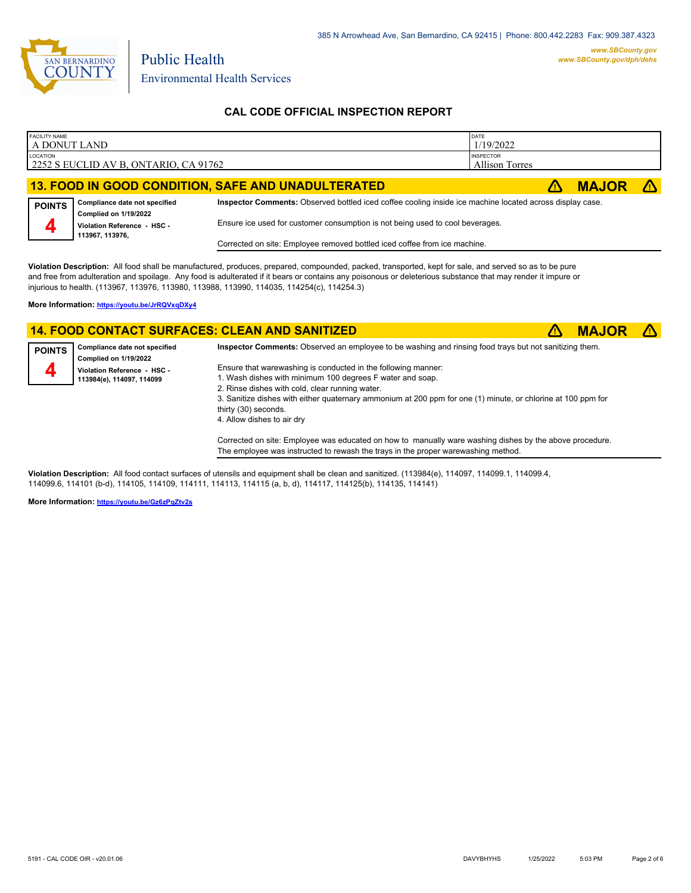385 N Arrowhead Ave, San Bernardino, CA 92415 | Phone: 800.442.2283 Fax: 909.387.4323

www.SBCounty.gov
www.SBCounty.gov/dph/dehs

Public Health
Environmental Health Services

# CAL CODE OFFICIAL INSPECTION REPORT

| FACILITY NAME | DATE |
|---|---|
| A DONUT LAND | 1/19/2022 |
| **LOCATION** | **INSPECTOR** |
| 2252 S EUCLID AV B, ONTARIO, CA 91762 | Allison Torres |

## 13. FOOD IN GOOD CONDITION, SAFE AND UNADULTERATED ⚠ MAJOR ⚠

**POINTS** 4

**Compliance date not specified**
**Complied on 1/19/2022**
**Violation Reference - HSC - 113967, 113976,**

**Inspector Comments:** Observed bottled iced coffee cooling inside ice machine located across display case.

Ensure ice used for customer consumption is not being used to cool beverages.

Corrected on site: Employee removed bottled iced coffee from ice machine.

**Violation Description:** All food shall be manufactured, produces, prepared, compounded, packed, transported, kept for sale, and served so as to be pure and free from adulteration and spoilage. Any food is adulterated if it bears or contains any poisonous or deleterious substance that may render it impure or injurious to health. (113967, 113976, 113980, 113988, 113990, 114035, 114254(c), 114254.3)

**More Information:** https://youtu.be/JrRQVxqDXy4

## 14. FOOD CONTACT SURFACES: CLEAN AND SANITIZED ⚠ MAJOR ⚠

**POINTS** 4

**Compliance date not specified**
**Complied on 1/19/2022**
**Violation Reference - HSC - 113984(e), 114097, 114099**

**Inspector Comments:** Observed an employee to be washing and rinsing food trays but not sanitizing them.

Ensure that warewashing is conducted in the following manner:
1. Wash dishes with minimum 100 degrees F water and soap.
2. Rinse dishes with cold, clear running water.
3. Sanitize dishes with either quaternary ammonium at 200 ppm for one (1) minute, or chlorine at 100 ppm for thirty (30) seconds.
4. Allow dishes to air dry

Corrected on site: Employee was educated on how to manually ware washing dishes by the above procedure. The employee was instructed to rewash the trays in the proper warewashing method.

**Violation Description:** All food contact surfaces of utensils and equipment shall be clean and sanitized. (113984(e), 114097, 114099.1, 114099.4, 114099.6, 114101 (b-d), 114105, 114109, 114111, 114113, 114115 (a, b, d), 114117, 114125(b), 114135, 114141)

**More Information:** https://youtu.be/Gz6zPqZtv2s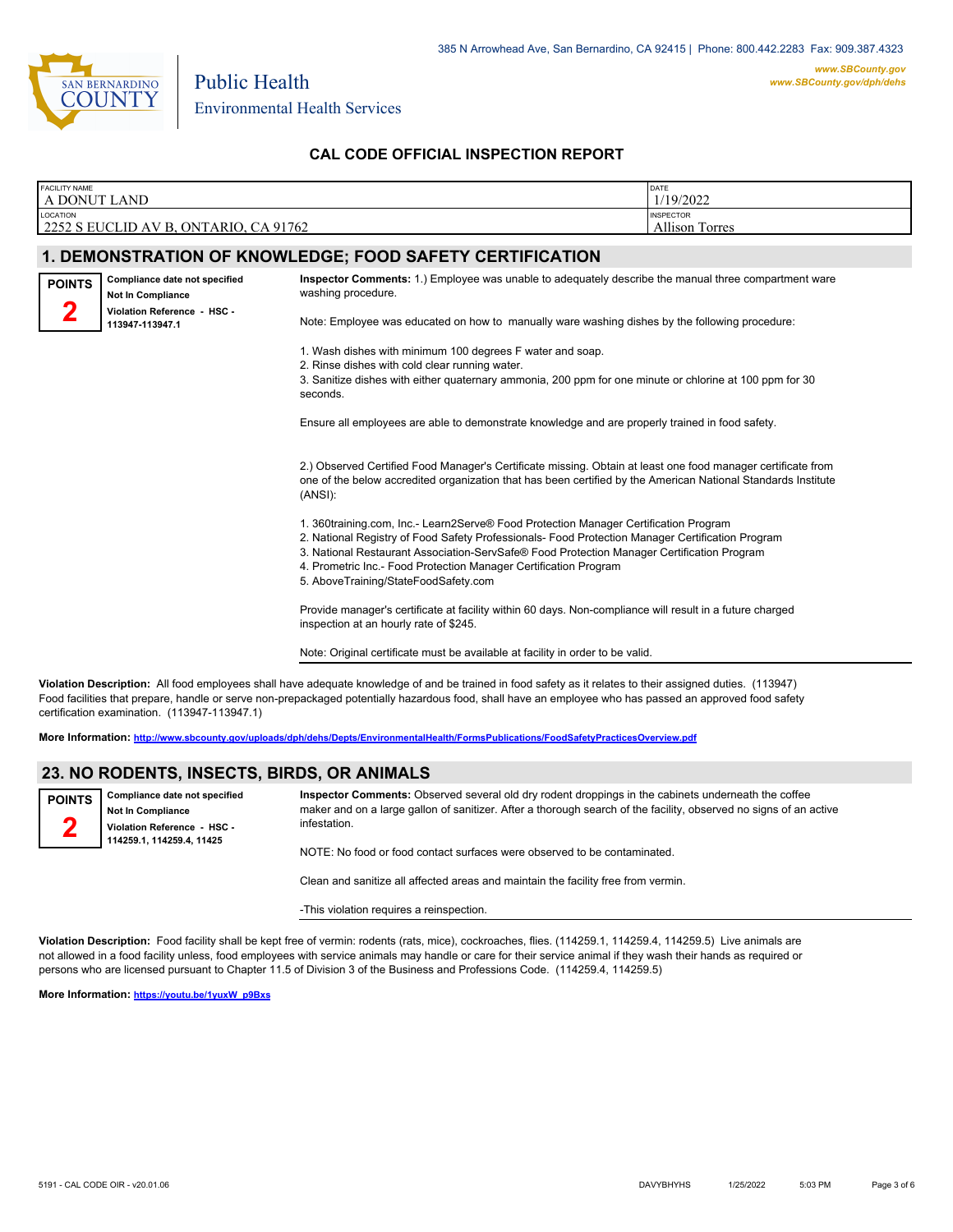385 N Arrowhead Ave, San Bernardino, CA 92415 | Phone: 800.442.2283 Fax: 909.387.4323

**Public Health**
Environmental Health Services

*www.SBCounty.gov*
*www.SBCounty.gov/dph/dehs*

## CAL CODE OFFICIAL INSPECTION REPORT

| FACILITY NAME | DATE |
|---|---|
| A DONUT LAND | 1/19/2022 |
| LOCATION | INSPECTOR |
| 2252 S EUCLID AV B, ONTARIO, CA 91762 | Allison Torres |

## 1. DEMONSTRATION OF KNOWLEDGE; FOOD SAFETY CERTIFICATION

**POINTS 2**

**Compliance date not specified**
**Not In Compliance**
**Violation Reference - HSC - 113947-113947.1**

**Inspector Comments:** 1.) Employee was unable to adequately describe the manual three compartment ware washing procedure.

Note: Employee was educated on how to manually ware washing dishes by the following procedure:

1. Wash dishes with minimum 100 degrees F water and soap.
2. Rinse dishes with cold clear running water.
3. Sanitize dishes with either quaternary ammonia, 200 ppm for one minute or chlorine at 100 ppm for 30 seconds.

Ensure all employees are able to demonstrate knowledge and are properly trained in food safety.

2.) Observed Certified Food Manager's Certificate missing. Obtain at least one food manager certificate from one of the below accredited organization that has been certified by the American National Standards Institute (ANSI):

1. 360training.com, Inc.- Learn2Serve® Food Protection Manager Certification Program
2. National Registry of Food Safety Professionals- Food Protection Manager Certification Program
3. National Restaurant Association-ServSafe® Food Protection Manager Certification Program
4. Prometric Inc.- Food Protection Manager Certification Program
5. AboveTraining/StateFoodSafety.com

Provide manager's certificate at facility within 60 days. Non-compliance will result in a future charged inspection at an hourly rate of $245.

Note: Original certificate must be available at facility in order to be valid.

**Violation Description:** All food employees shall have adequate knowledge of and be trained in food safety as it relates to their assigned duties. (113947) Food facilities that prepare, handle or serve non-prepackaged potentially hazardous food, shall have an employee who has passed an approved food safety certification examination. (113947-113947.1)

**More Information:** http://www.sbcounty.gov/uploads/dph/dehs/Depts/EnvironmentalHealth/FormsPublications/FoodSafetyPracticesOverview.pdf

## 23. NO RODENTS, INSECTS, BIRDS, OR ANIMALS

**POINTS 2**

**Compliance date not specified**
**Not In Compliance**
**Violation Reference - HSC - 114259.1, 114259.4, 11425**

**Inspector Comments:** Observed several old dry rodent droppings in the cabinets underneath the coffee maker and on a large gallon of sanitizer. After a thorough search of the facility, observed no signs of an active infestation.

NOTE: No food or food contact surfaces were observed to be contaminated.

Clean and sanitize all affected areas and maintain the facility free from vermin.

-This violation requires a reinspection.

**Violation Description:** Food facility shall be kept free of vermin: rodents (rats, mice), cockroaches, flies. (114259.1, 114259.4, 114259.5) Live animals are not allowed in a food facility unless, food employees with service animals may handle or care for their service animal if they wash their hands as required or persons who are licensed pursuant to Chapter 11.5 of Division 3 of the Business and Professions Code. (114259.4, 114259.5)

**More Information:** https://youtu.be/1yuxW_p9Bxs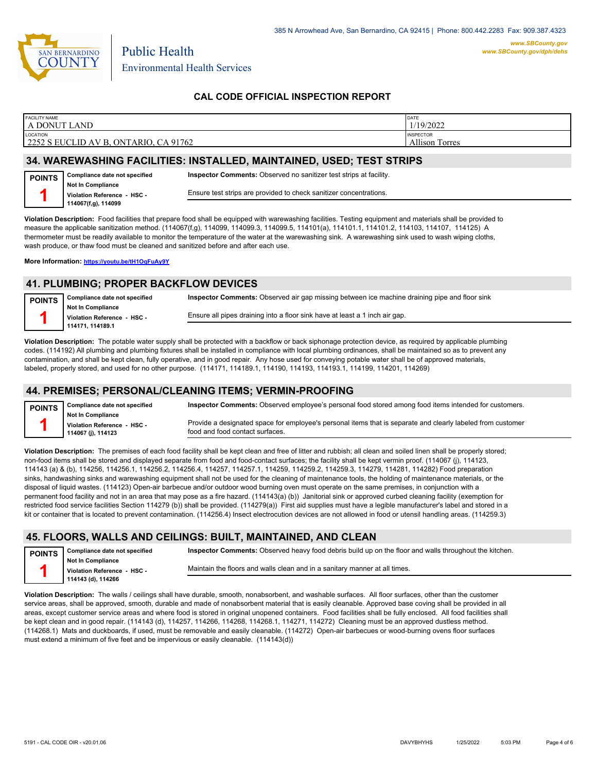Public Health
Environmental Health Services

385 N Arrowhead Ave, San Bernardino, CA 92415 | Phone: 800.442.2283 Fax: 909.387.4323
www.SBCounty.gov
www.SBCounty.gov/dph/dehs

## CAL CODE OFFICIAL INSPECTION REPORT

| FACILITY NAME | DATE |
|---|---|
| A DONUT LAND | 1/19/2022 |
| **LOCATION** | **INSPECTOR** |
| 2252 S EUCLID AV B, ONTARIO, CA 91762 | Allison Torres |

## 34. WAREWASHING FACILITIES: INSTALLED, MAINTAINED, USED; TEST STRIPS

**POINTS 1**

**Compliance date not specified**
**Not In Compliance**
**Violation Reference - HSC - 114067(f,g), 114099**

**Inspector Comments:** Observed no sanitizer test strips at facility.

Ensure test strips are provided to check sanitizer concentrations.

**Violation Description:** Food facilities that prepare food shall be equipped with warewashing facilities. Testing equipment and materials shall be provided to measure the applicable sanitization method. (114067(f,g), 114099, 114099.3, 114099.5, 114101(a), 114101.1, 114101.2, 114103, 114107, 114125) A thermometer must be readily available to monitor the temperature of the water at the warewashing sink. A warewashing sink used to wash wiping cloths, wash produce, or thaw food must be cleaned and sanitized before and after each use.

**More Information: https://youtu.be/tH1OqFuAy9Y**

## 41. PLUMBING; PROPER BACKFLOW DEVICES

**POINTS 1**

**Compliance date not specified**
**Not In Compliance**
**Violation Reference - HSC - 114171, 114189.1**

**Inspector Comments:** Observed air gap missing between ice machine draining pipe and floor sink

Ensure all pipes draining into a floor sink have at least a 1 inch air gap.

**Violation Description:** The potable water supply shall be protected with a backflow or back siphonage protection device, as required by applicable plumbing codes. (114192) All plumbing and plumbing fixtures shall be installed in compliance with local plumbing ordinances, shall be maintained so as to prevent any contamination, and shall be kept clean, fully operative, and in good repair. Any hose used for conveying potable water shall be of approved materials, labeled, properly stored, and used for no other purpose. (114171, 114189.1, 114190, 114193, 114193.1, 114199, 114201, 114269)

## 44. PREMISES; PERSONAL/CLEANING ITEMS; VERMIN-PROOFING

**POINTS 1**

**Compliance date not specified**
**Not In Compliance**
**Violation Reference - HSC - 114067 (j), 114123**

**Inspector Comments:** Observed employee's personal food stored among food items intended for customers.

Provide a designated space for employee's personal items that is separate and clearly labeled from customer food and food contact surfaces.

**Violation Description:** The premises of each food facility shall be kept clean and free of litter and rubbish; all clean and soiled linen shall be properly stored; non-food items shall be stored and displayed separate from food and food-contact surfaces; the facility shall be kept vermin proof. (114067 (j), 114123, 114143 (a) & (b), 114256, 114256.1, 114256.2, 114256.4, 114257, 114257.1, 114259, 114259.2, 114259.3, 114279, 114281, 114282) Food preparation sinks, handwashing sinks and warewashing equipment shall not be used for the cleaning of maintenance tools, the holding of maintenance materials, or the disposal of liquid wastes. (114123) Open-air barbecue and/or outdoor wood burning oven must operate on the same premises, in conjunction with a permanent food facility and not in an area that may pose as a fire hazard. (114143(a) (b)) Janitorial sink or approved curbed cleaning facility (exemption for restricted food service facilities Section 114279 (b)) shall be provided. (114279(a)) First aid supplies must have a legible manufacturer's label and stored in a kit or container that is located to prevent contamination. (114256.4) Insect electrocution devices are not allowed in food or utensil handling areas. (114259.3)

## 45. FLOORS, WALLS AND CEILINGS: BUILT, MAINTAINED, AND CLEAN

**POINTS 1**

**Compliance date not specified**
**Not In Compliance**
**Violation Reference - HSC - 114143 (d), 114266**

**Inspector Comments:** Observed heavy food debris build up on the floor and walls throughout the kitchen.

Maintain the floors and walls clean and in a sanitary manner at all times.

**Violation Description:** The walls / ceilings shall have durable, smooth, nonabsorbent, and washable surfaces. All floor surfaces, other than the customer service areas, shall be approved, smooth, durable and made of nonabsorbent material that is easily cleanable. Approved base coving shall be provided in all areas, except customer service areas and where food is stored in original unopened containers. Food facilities shall be fully enclosed. All food facilities shall be kept clean and in good repair. (114143 (d), 114257, 114266, 114268, 114268.1, 114271, 114272) Cleaning must be an approved dustless method. (114268.1) Mats and duckboards, if used, must be removable and easily cleanable. (114272) Open-air barbecues or wood-burning ovens floor surfaces must extend a minimum of five feet and be impervious or easily cleanable. (114143(d))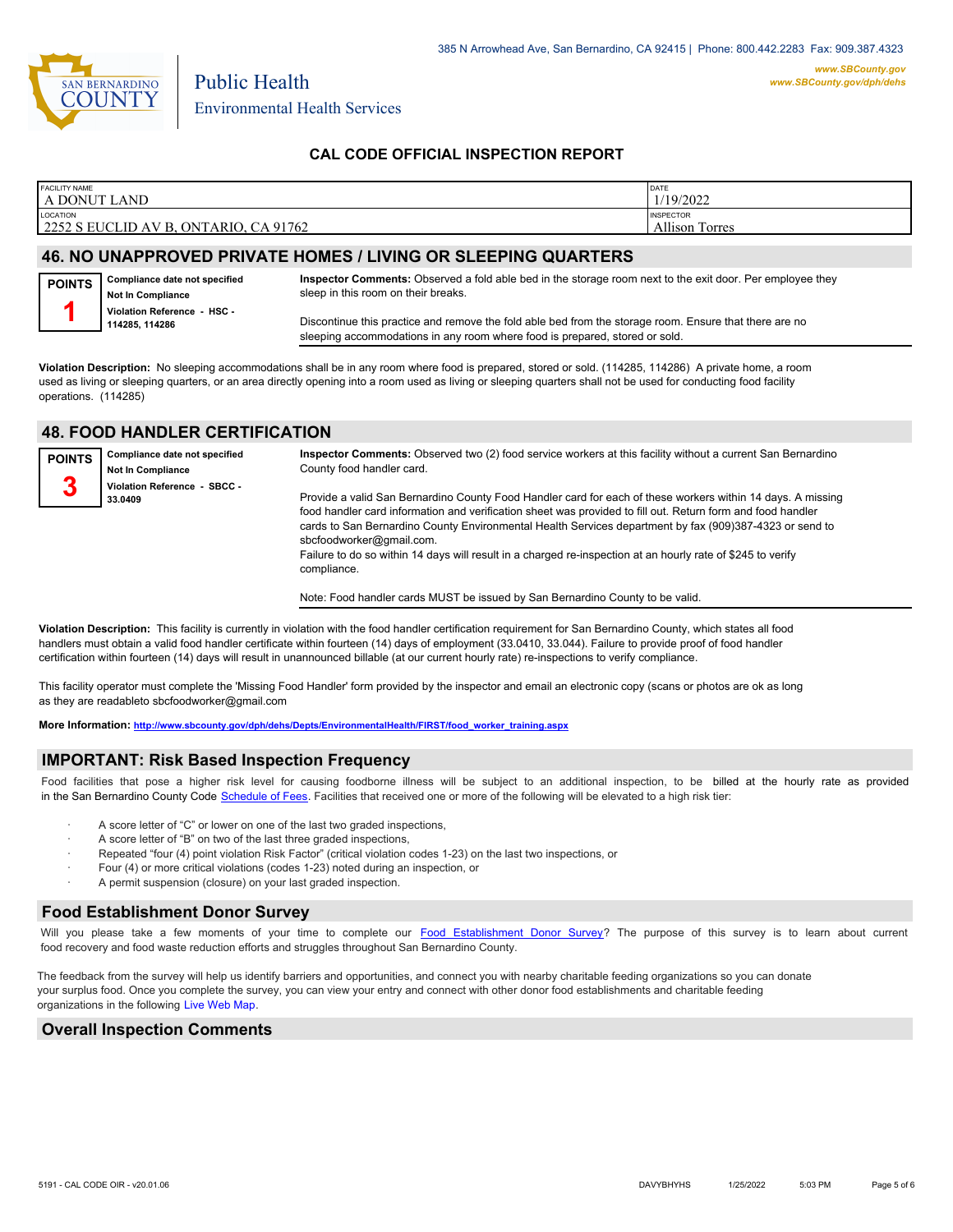385 N Arrowhead Ave, San Bernardino, CA 92415 | Phone: 800.442.2283 Fax: 909.387.4323

www.SBCounty.gov
www.SBCounty.gov/dph/dehs

Public Health
Environmental Health Services

## CAL CODE OFFICIAL INSPECTION REPORT

| FACILITY NAME | DATE |
|---|---|
| A DONUT LAND | 1/19/2022 |
| LOCATION | INSPECTOR |
| 2252 S EUCLID AV B, ONTARIO, CA 91762 | Allison Torres |

## 46. NO UNAPPROVED PRIVATE HOMES / LIVING OR SLEEPING QUARTERS

**POINTS 1**

**Compliance date not specified**
**Not In Compliance**
**Violation Reference - HSC - 114285, 114286**

**Inspector Comments:** Observed a fold able bed in the storage room next to the exit door. Per employee they sleep in this room on their breaks.

Discontinue this practice and remove the fold able bed from the storage room. Ensure that there are no sleeping accommodations in any room where food is prepared, stored or sold.

**Violation Description:** No sleeping accommodations shall be in any room where food is prepared, stored or sold. (114285, 114286) A private home, a room used as living or sleeping quarters, or an area directly opening into a room used as living or sleeping quarters shall not be used for conducting food facility operations. (114285)

## 48. FOOD HANDLER CERTIFICATION

**POINTS 3**

**Compliance date not specified**
**Not In Compliance**
**Violation Reference - SBCC - 33.0409**

**Inspector Comments:** Observed two (2) food service workers at this facility without a current San Bernardino County food handler card.

Provide a valid San Bernardino County Food Handler card for each of these workers within 14 days. A missing food handler card information and verification sheet was provided to fill out. Return form and food handler cards to San Bernardino County Environmental Health Services department by fax (909)387-4323 or send to sbcfoodworker@gmail.com.
Failure to do so within 14 days will result in a charged re-inspection at an hourly rate of $245 to verify compliance.

Note: Food handler cards MUST be issued by San Bernardino County to be valid.

**Violation Description:** This facility is currently in violation with the food handler certification requirement for San Bernardino County, which states all food handlers must obtain a valid food handler certificate within fourteen (14) days of employment (33.0410, 33.044). Failure to provide proof of food handler certification within fourteen (14) days will result in unannounced billable (at our current hourly rate) re-inspections to verify compliance.

This facility operator must complete the 'Missing Food Handler' form provided by the inspector and email an electronic copy (scans or photos are ok as long as they are readableto sbcfoodworker@gmail.com

**More Information:** http://www.sbcounty.gov/dph/dehs/Depts/EnvironmentalHealth/FIRST/food_worker_training.aspx

## IMPORTANT: Risk Based Inspection Frequency

Food facilities that pose a higher risk level for causing foodborne illness will be subject to an additional inspection, to be billed at the hourly rate as provided in the San Bernardino County Code Schedule of Fees. Facilities that received one or more of the following will be elevated to a high risk tier:

- A score letter of "C" or lower on one of the last two graded inspections,
- A score letter of "B" on two of the last three graded inspections,
- Repeated "four (4) point violation Risk Factor" (critical violation codes 1-23) on the last two inspections, or
- Four (4) or more critical violations (codes 1-23) noted during an inspection, or
- A permit suspension (closure) on your last graded inspection.

## Food Establishment Donor Survey

Will you please take a few moments of your time to complete our Food Establishment Donor Survey? The purpose of this survey is to learn about current food recovery and food waste reduction efforts and struggles throughout San Bernardino County.

The feedback from the survey will help us identify barriers and opportunities, and connect you with nearby charitable feeding organizations so you can donate your surplus food. Once you complete the survey, you can view your entry and connect with other donor food establishments and charitable feeding organizations in the following Live Web Map.

## Overall Inspection Comments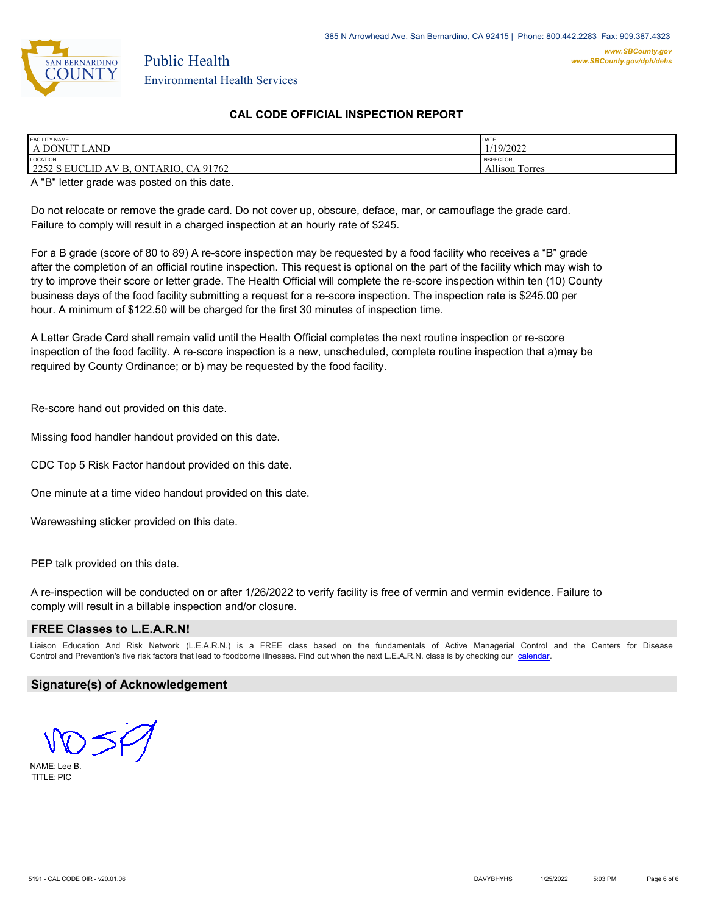385 N Arrowhead Ave, San Bernardino, CA 92415 | Phone: 800.442.2283 Fax: 909.387.4323

www.SBCounty.gov
www.SBCounty.gov/dph/dehs

Public Health
Environmental Health Services

## CAL CODE OFFICIAL INSPECTION REPORT

| FACILITY NAME | DATE |
|---|---|
| A DONUT LAND | 1/19/2022 |
| **LOCATION** | **INSPECTOR** |
| 2252 S EUCLID AV B, ONTARIO, CA 91762 | Allison Torres |

A "B" letter grade was posted on this date.

Do not relocate or remove the grade card. Do not cover up, obscure, deface, mar, or camouflage the grade card. Failure to comply will result in a charged inspection at an hourly rate of $245.

For a B grade (score of 80 to 89) A re-score inspection may be requested by a food facility who receives a “B” grade after the completion of an official routine inspection. This request is optional on the part of the facility which may wish to try to improve their score or letter grade. The Health Official will complete the re-score inspection within ten (10) County business days of the food facility submitting a request for a re-score inspection. The inspection rate is $245.00 per hour. A minimum of $122.50 will be charged for the first 30 minutes of inspection time.

A Letter Grade Card shall remain valid until the Health Official completes the next routine inspection or re-score inspection of the food facility. A re-score inspection is a new, unscheduled, complete routine inspection that a)may be required by County Ordinance; or b) may be requested by the food facility.

Re-score hand out provided on this date.

Missing food handler handout provided on this date.

CDC Top 5 Risk Factor handout provided on this date.

One minute at a time video handout provided on this date.

Warewashing sticker provided on this date.

PEP talk provided on this date.

A re-inspection will be conducted on or after 1/26/2022 to verify facility is free of vermin and vermin evidence. Failure to comply will result in a billable inspection and/or closure.

## FREE Classes to L.E.A.R.N!

Liaison Education And Risk Network (L.E.A.R.N.) is a FREE class based on the fundamentals of Active Managerial Control and the Centers for Disease Control and Prevention's five risk factors that lead to foodborne illnesses. Find out when the next L.E.A.R.N. class is by checking our calendar.

## Signature(s) of Acknowledgement

NAME: Lee B.
TITLE: PIC

5191 - CAL CODE OIR - v20.01.06 DAVYBHYHS 1/25/2022 5:03 PM